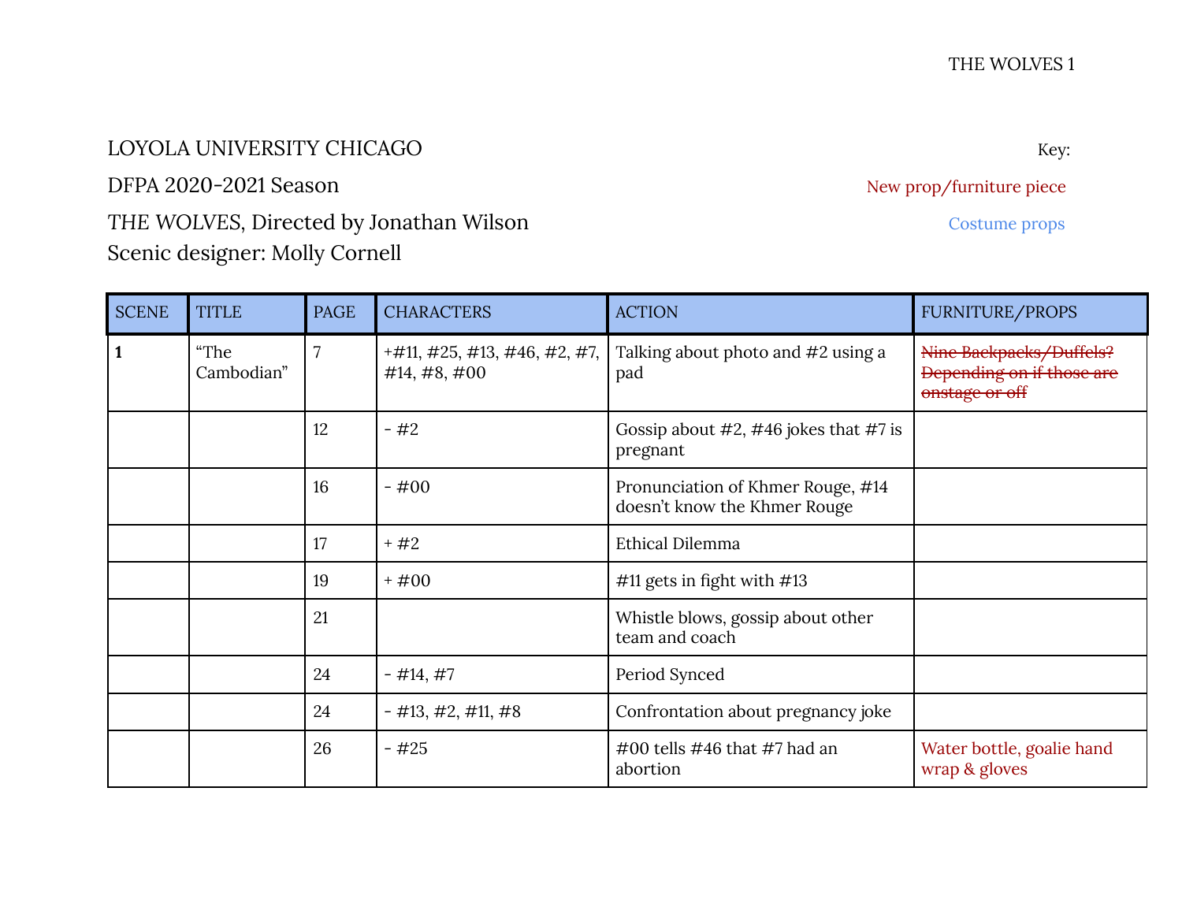LOYOLA UNIVERSITY CHICAGO

DFPA 2020-2021 Season

*THE WOLVES*, Directed by Jonathan Wilson

Scenic designer: Molly Cornell

Key:

New prop/furniture piece

Costume props

| SCENE | TITLE | PAGE | CHARACTERS | ACTION | FURNITURE/PROPS |
|---|---|---|---|---|---|
| **1** | "The Cambodian" | 7 | +#11, #25, #13, #46, #2, #7, #14, #8, #00 | Talking about photo and #2 using a pad | ~~Nine Backpacks/Duffels? Depending on if those are onstage or off~~ |
| | | 12 | - #2 | Gossip about #2, #46 jokes that #7 is pregnant | |
| | | 16 | - #00 | Pronunciation of Khmer Rouge, #14 doesn't know the Khmer Rouge | |
| | | 17 | + #2 | Ethical Dilemma | |
| | | 19 | + #00 | #11 gets in fight with #13 | |
| | | 21 | | Whistle blows, gossip about other team and coach | |
| | | 24 | - #14, #7 | Period Synced | |
| | | 24 | - #13, #2, #11, #8 | Confrontation about pregnancy joke | |
| | | 26 | - #25 | #00 tells #46 that #7 had an abortion | Water bottle, goalie hand wrap & gloves |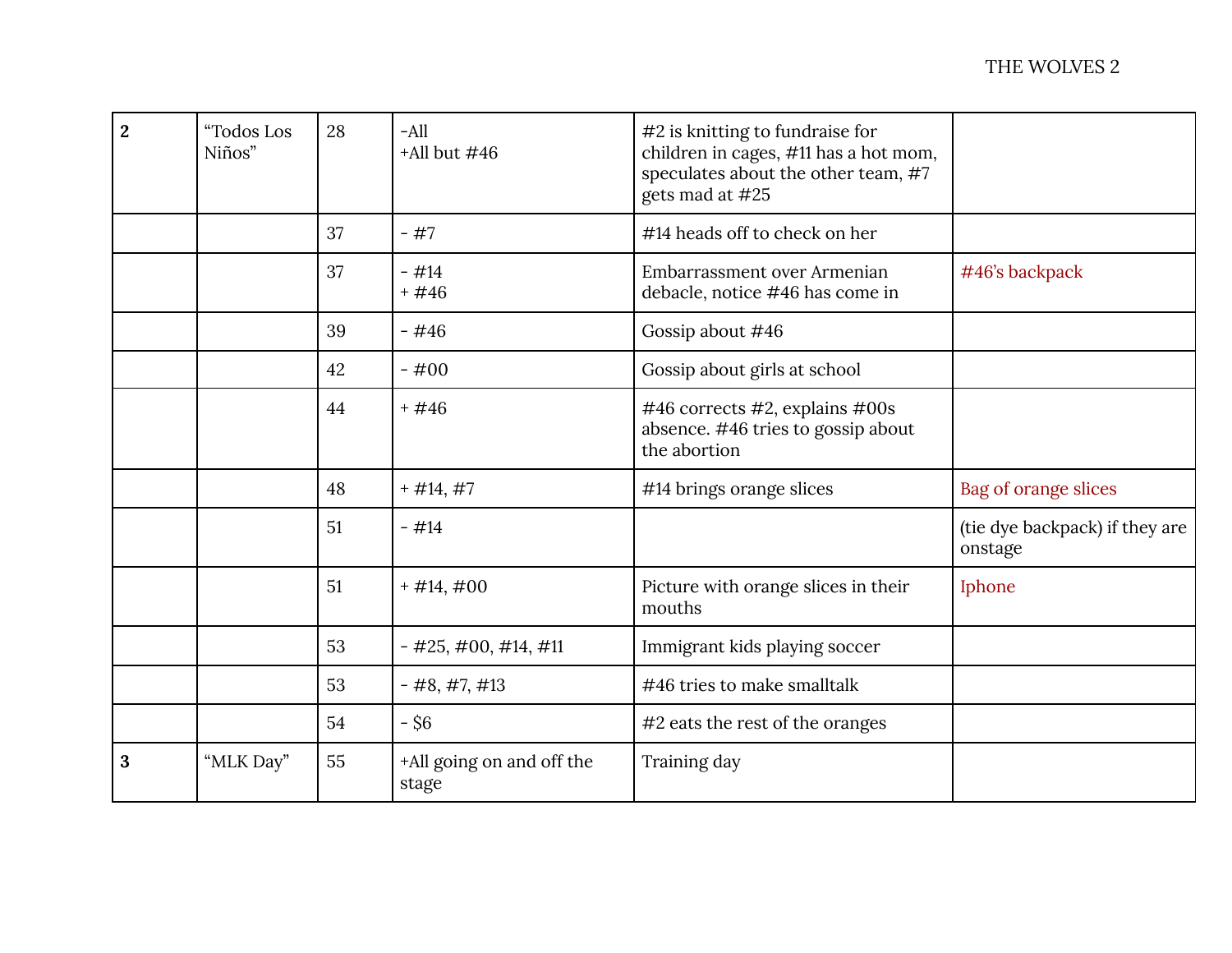| 2 | "Todos Los Niños" | 28 | -All<br>+All but #46 | #2 is knitting to fundraise for children in cages, #11 has a hot mom, speculates about the other team, #7 gets mad at #25 | |
|---|---|---|---|---|---|
| | | 37 | - #7 | #14 heads off to check on her | |
| | | 37 | - #14<br>+ #46 | Embarrassment over Armenian debacle, notice #46 has come in | #46's backpack |
| | | 39 | - #46 | Gossip about #46 | |
| | | 42 | - #00 | Gossip about girls at school | |
| | | 44 | + #46 | #46 corrects #2, explains #00s absence. #46 tries to gossip about the abortion | |
| | | 48 | + #14, #7 | #14 brings orange slices | Bag of orange slices |
| | | 51 | - #14 | | (tie dye backpack) if they are onstage |
| | | 51 | + #14, #00 | Picture with orange slices in their mouths | Iphone |
| | | 53 | - #25, #00, #14, #11 | Immigrant kids playing soccer | |
| | | 53 | - #8, #7, #13 | #46 tries to make smalltalk | |
| | | 54 | - $6 | #2 eats the rest of the oranges | |
| 3 | "MLK Day" | 55 | +All going on and off the stage | Training day | |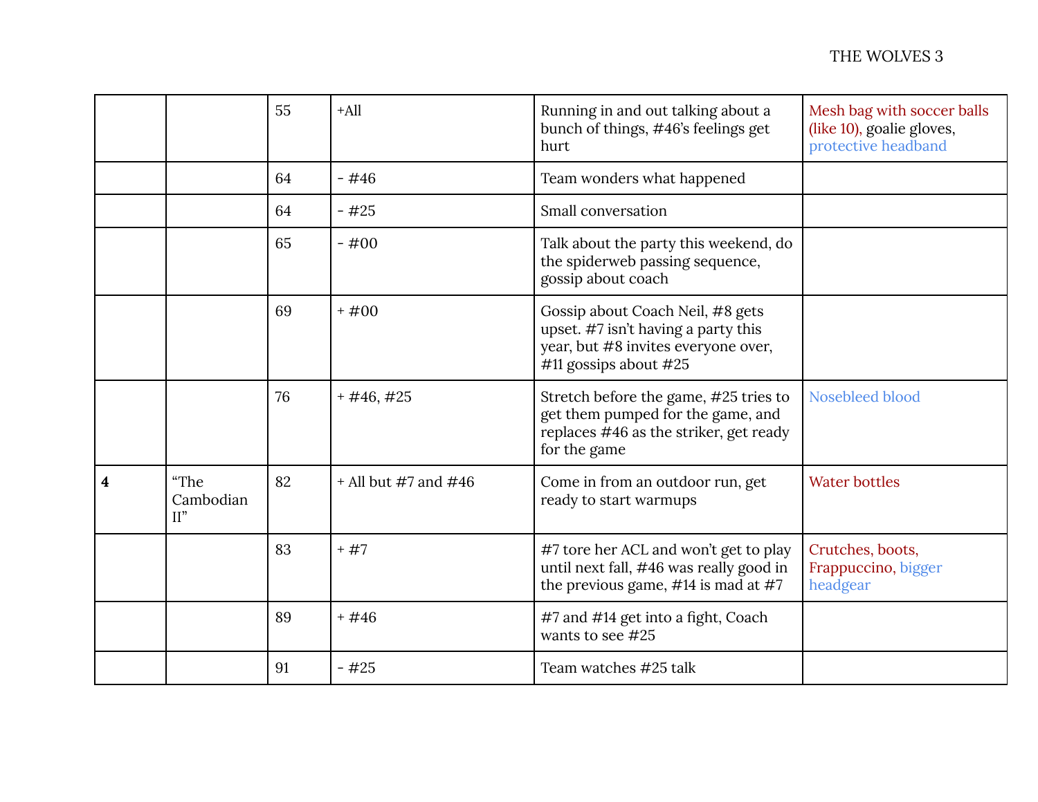| | | | | | |
|---|---|---|---|---|---|
| | | 55 | +All | Running in and out talking about a bunch of things, #46's feelings get hurt | Mesh bag with soccer balls (like 10), goalie gloves, protective headband |
| | | 64 | - #46 | Team wonders what happened | |
| | | 64 | - #25 | Small conversation | |
| | | 65 | - #00 | Talk about the party this weekend, do the spiderweb passing sequence, gossip about coach | |
| | | 69 | + #00 | Gossip about Coach Neil, #8 gets upset. #7 isn't having a party this year, but #8 invites everyone over, #11 gossips about #25 | |
| | | 76 | + #46, #25 | Stretch before the game, #25 tries to get them pumped for the game, and replaces #46 as the striker, get ready for the game | Nosebleed blood |
| **4** | "The Cambodian II" | 82 | + All but #7 and #46 | Come in from an outdoor run, get ready to start warmups | Water bottles |
| | | 83 | + #7 | #7 tore her ACL and won't get to play until next fall, #46 was really good in the previous game, #14 is mad at #7 | Crutches, boots, Frappuccino, bigger headgear |
| | | 89 | + #46 | #7 and #14 get into a fight, Coach wants to see #25 | |
| | | 91 | - #25 | Team watches #25 talk | |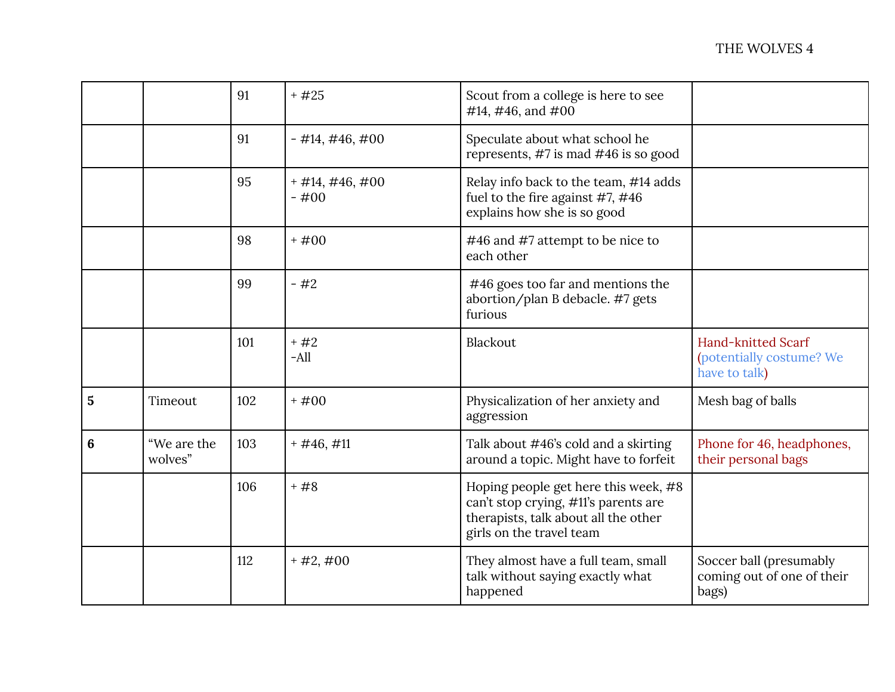| | | 91 | + #25 | Scout from a college is here to see #14, #46, and #00 | |
|---|---|---|---|---|---|
| | | 91 | - #14, #46, #00 | Speculate about what school he represents, #7 is mad #46 is so good | |
| | | 95 | + #14, #46, #00<br>- #00 | Relay info back to the team, #14 adds fuel to the fire against #7, #46 explains how she is so good | |
| | | 98 | + #00 | #46 and #7 attempt to be nice to each other | |
| | | 99 | - #2 | #46 goes too far and mentions the abortion/plan B debacle. #7 gets furious | |
| | | 101 | + #2<br>-All | Blackout | Hand-knitted Scarf (potentially costume? We have to talk) |
| **5** | Timeout | 102 | + #00 | Physicalization of her anxiety and aggression | Mesh bag of balls |
| **6** | "We are the wolves" | 103 | + #46, #11 | Talk about #46's cold and a skirting around a topic. Might have to forfeit | Phone for 46, headphones, their personal bags |
| | | 106 | + #8 | Hoping people get here this week, #8 can't stop crying, #11's parents are therapists, talk about all the other girls on the travel team | |
| | | 112 | + #2, #00 | They almost have a full team, small talk without saying exactly what happened | Soccer ball (presumably coming out of one of their bags) |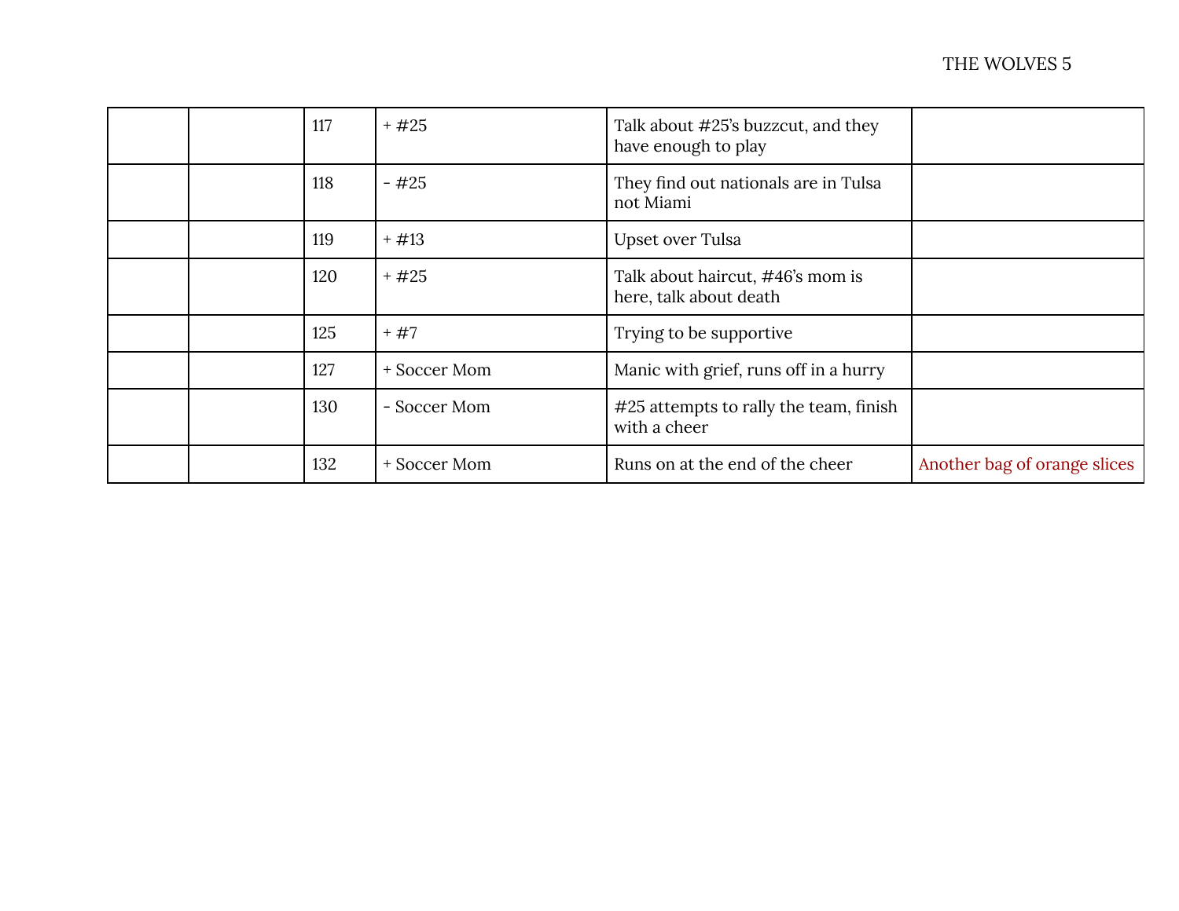| | | | | | |
|---|---|---|---|---|---|
| | | 117 | + #25 | Talk about #25's buzzcut, and they have enough to play | |
| | | 118 | - #25 | They find out nationals are in Tulsa not Miami | |
| | | 119 | + #13 | Upset over Tulsa | |
| | | 120 | + #25 | Talk about haircut, #46's mom is here, talk about death | |
| | | 125 | + #7 | Trying to be supportive | |
| | | 127 | + Soccer Mom | Manic with grief, runs off in a hurry | |
| | | 130 | - Soccer Mom | #25 attempts to rally the team, finish with a cheer | |
| | | 132 | + Soccer Mom | Runs on at the end of the cheer | Another bag of orange slices |